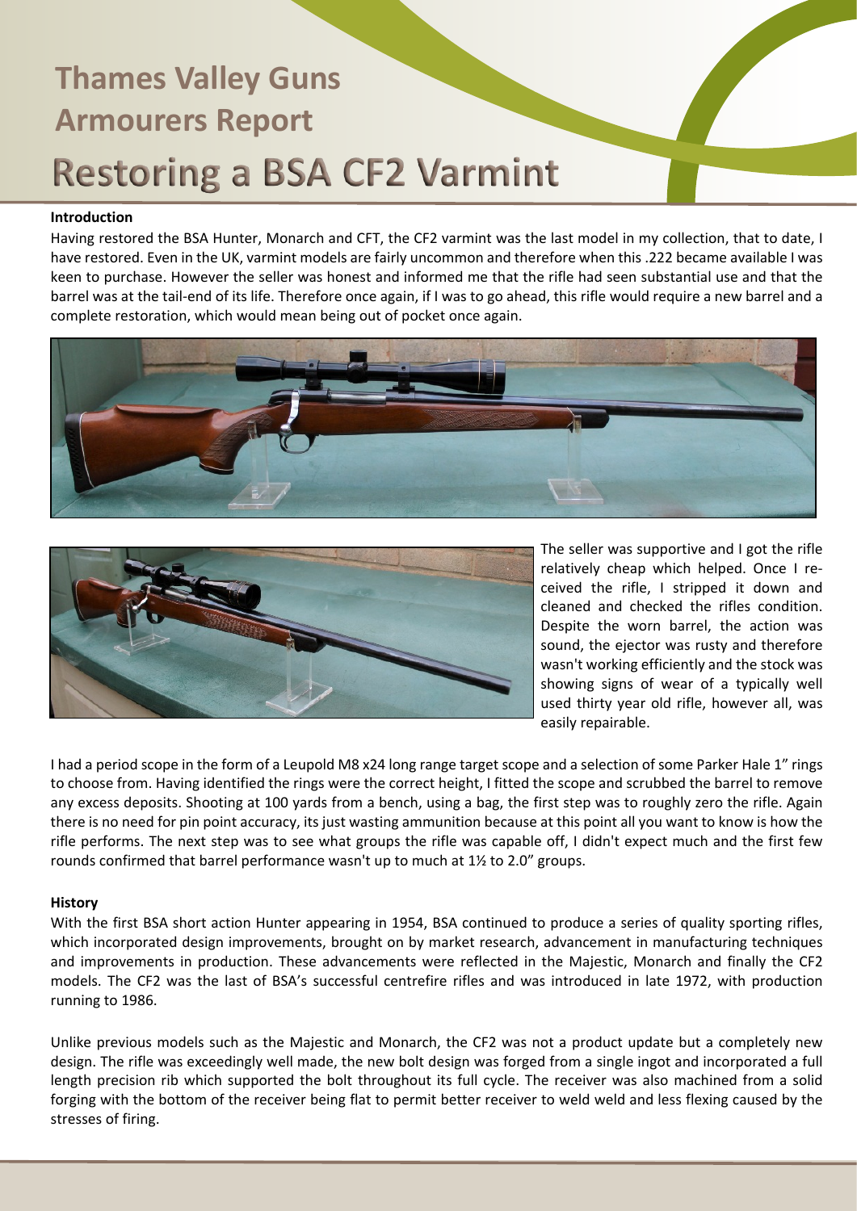# Thames Valley Guns Armourers Report

# Restoring a BSA CF2 Varmint

### Introduction

Having restored the BSA Hunter, Monarch and CFT, the CF2 varmint was the last model in my collection, that to date, I have restored. Even in the UK, varmint models are fairly uncommon and therefore when this .222 became available I was keen to purchase. However the seller was honest and informed me that the rifle had seen substantial use and that the barrel was at the tail-end of its life. Therefore once again, if I was to go ahead, this rifle would require a new barrel and a complete restoration, which would mean being out of pocket once again.

The seller was supportive and I got the rifle relatively cheap which helped. Once I received the rifle, I stripped it down and cleaned and checked the rifles condition. Despite the worn barrel, the action was sound, the ejector was rusty and therefore wasn't working efficiently and the stock was showing signs of wear of a typically well used thirty year old rifle, however all, was easily repairable.

I had a period scope in the form of a Leupold M8 x24 long range target scope and a selection of some Parker Hale 1" rings to choose from. Having identified the rings were the correct height, I fitted the scope and scrubbed the barrel to remove any excess deposits. Shooting at 100 yards from a bench, using a bag, the first step was to roughly zero the rifle. Again there is no need for pin point accuracy, its just wasting ammunition because at this point all you want to know is how the rifle performs. The next step was to see what groups the rifle was capable off, I didn't expect much and the first few rounds confirmed that barrel performance wasn't up to much at 1½ to 2.0" groups.

### History

With the first BSA short action Hunter appearing in 1954, BSA continued to produce a series of quality sporting rifles, which incorporated design improvements, brought on by market research, advancement in manufacturing techniques and improvements in production. These advancements were reflected in the Majestic, Monarch and finally the CF2 models. The CF2 was the last of BSA's successful centrefire rifles and was introduced in late 1972, with production running to 1986.

Unlike previous models such as the Majestic and Monarch, the CF2 was not a product update but a completely new design. The rifle was exceedingly well made, the new bolt design was forged from a single ingot and incorporated a full length precision rib which supported the bolt throughout its full cycle. The receiver was also machined from a solid forging with the bottom of the receiver being flat to permit better receiver to weld weld and less flexing caused by the stresses of firing.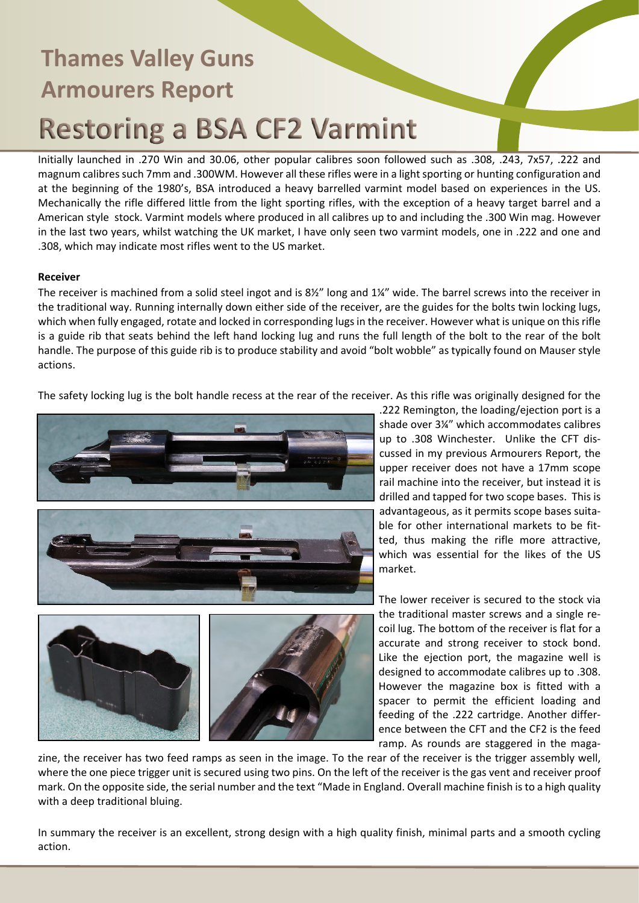# Thames Valley Guns
# Armourers Report

# Restoring a BSA CF2 Varmint

Initially launched in .270 Win and 30.06, other popular calibres soon followed such as .308, .243, 7x57, .222 and magnum calibres such 7mm and .300WM. However all these rifles were in a light sporting or hunting configuration and at the beginning of the 1980's, BSA introduced a heavy barrelled varmint model based on experiences in the US. Mechanically the rifle differed little from the light sporting rifles, with the exception of a heavy target barrel and a American style stock. Varmint models where produced in all calibres up to and including the .300 Win mag. However in the last two years, whilst watching the UK market, I have only seen two varmint models, one in .222 and one and .308, which may indicate most rifles went to the US market.

**Receiver**

The receiver is machined from a solid steel ingot and is 8½" long and 1¼" wide. The barrel screws into the receiver in the traditional way. Running internally down either side of the receiver, are the guides for the bolts twin locking lugs, which when fully engaged, rotate and locked in corresponding lugs in the receiver. However what is unique on this rifle is a guide rib that seats behind the left hand locking lug and runs the full length of the bolt to the rear of the bolt handle. The purpose of this guide rib is to produce stability and avoid "bolt wobble" as typically found on Mauser style actions.

The safety locking lug is the bolt handle recess at the rear of the receiver. As this rifle was originally designed for the .222 Remington, the loading/ejection port is a shade over 3¼" which accommodates calibres up to .308 Winchester. Unlike the CFT discussed in my previous Armourers Report, the upper receiver does not have a 17mm scope rail machine into the receiver, but instead it is drilled and tapped for two scope bases. This is advantageous, as it permits scope bases suitable for other international markets to be fitted, thus making the rifle more attractive, which was essential for the likes of the US market.

The lower receiver is secured to the stock via the traditional master screws and a single recoil lug. The bottom of the receiver is flat for a accurate and strong receiver to stock bond. Like the ejection port, the magazine well is designed to accommodate calibres up to .308. However the magazine box is fitted with a spacer to permit the efficient loading and feeding of the .222 cartridge. Another difference between the CFT and the CF2 is the feed ramp. As rounds are staggered in the magazine, the receiver has two feed ramps as seen in the image. To the rear of the receiver is the trigger assembly well, where the one piece trigger unit is secured using two pins. On the left of the receiver is the gas vent and receiver proof mark. On the opposite side, the serial number and the text "Made in England. Overall machine finish is to a high quality with a deep traditional bluing.

In summary the receiver is an excellent, strong design with a high quality finish, minimal parts and a smooth cycling action.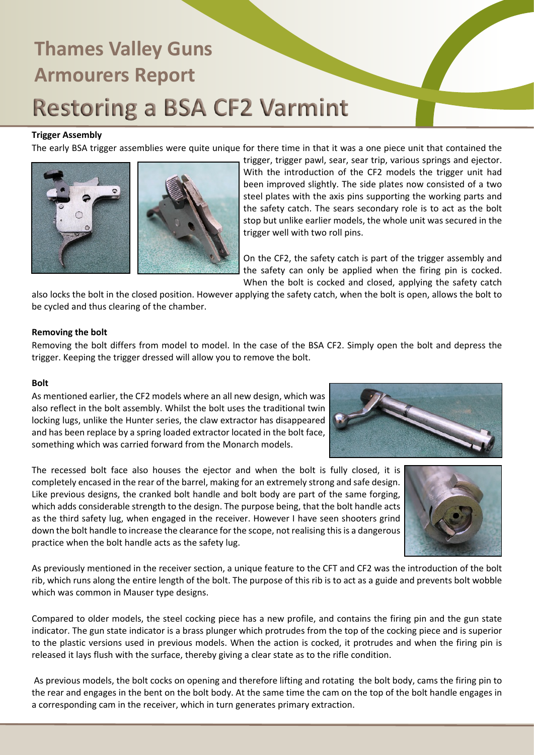# Thames Valley Guns Armourers Report

# Restoring a BSA CF2 Varmint

**Trigger Assembly**

The early BSA trigger assemblies were quite unique for there time in that it was a one piece unit that contained the trigger, trigger pawl, sear, sear trip, various springs and ejector. With the introduction of the CF2 models the trigger unit had been improved slightly. The side plates now consisted of a two steel plates with the axis pins supporting the working parts and the safety catch. The sears secondary role is to act as the bolt stop but unlike earlier models, the whole unit was secured in the trigger well with two roll pins.

On the CF2, the safety catch is part of the trigger assembly and the safety can only be applied when the firing pin is cocked. When the bolt is cocked and closed, applying the safety catch also locks the bolt in the closed position. However applying the safety catch, when the bolt is open, allows the bolt to be cycled and thus clearing of the chamber.

**Removing the bolt**

Removing the bolt differs from model to model. In the case of the BSA CF2. Simply open the bolt and depress the trigger. Keeping the trigger dressed will allow you to remove the bolt.

**Bolt**

As mentioned earlier, the CF2 models where an all new design, which was also reflect in the bolt assembly. Whilst the bolt uses the traditional twin locking lugs, unlike the Hunter series, the claw extractor has disappeared and has been replace by a spring loaded extractor located in the bolt face, something which was carried forward from the Monarch models.

The recessed bolt face also houses the ejector and when the bolt is fully closed, it is completely encased in the rear of the barrel, making for an extremely strong and safe design. Like previous designs, the cranked bolt handle and bolt body are part of the same forging, which adds considerable strength to the design. The purpose being, that the bolt handle acts as the third safety lug, when engaged in the receiver. However I have seen shooters grind down the bolt handle to increase the clearance for the scope, not realising this is a dangerous practice when the bolt handle acts as the safety lug.

As previously mentioned in the receiver section, a unique feature to the CFT and CF2 was the introduction of the bolt rib, which runs along the entire length of the bolt. The purpose of this rib is to act as a guide and prevents bolt wobble which was common in Mauser type designs.

Compared to older models, the steel cocking piece has a new profile, and contains the firing pin and the gun state indicator. The gun state indicator is a brass plunger which protrudes from the top of the cocking piece and is superior to the plastic versions used in previous models. When the action is cocked, it protrudes and when the firing pin is released it lays flush with the surface, thereby giving a clear state as to the rifle condition.

As previous models, the bolt cocks on opening and therefore lifting and rotating the bolt body, cams the firing pin to the rear and engages in the bent on the bolt body. At the same time the cam on the top of the bolt handle engages in a corresponding cam in the receiver, which in turn generates primary extraction.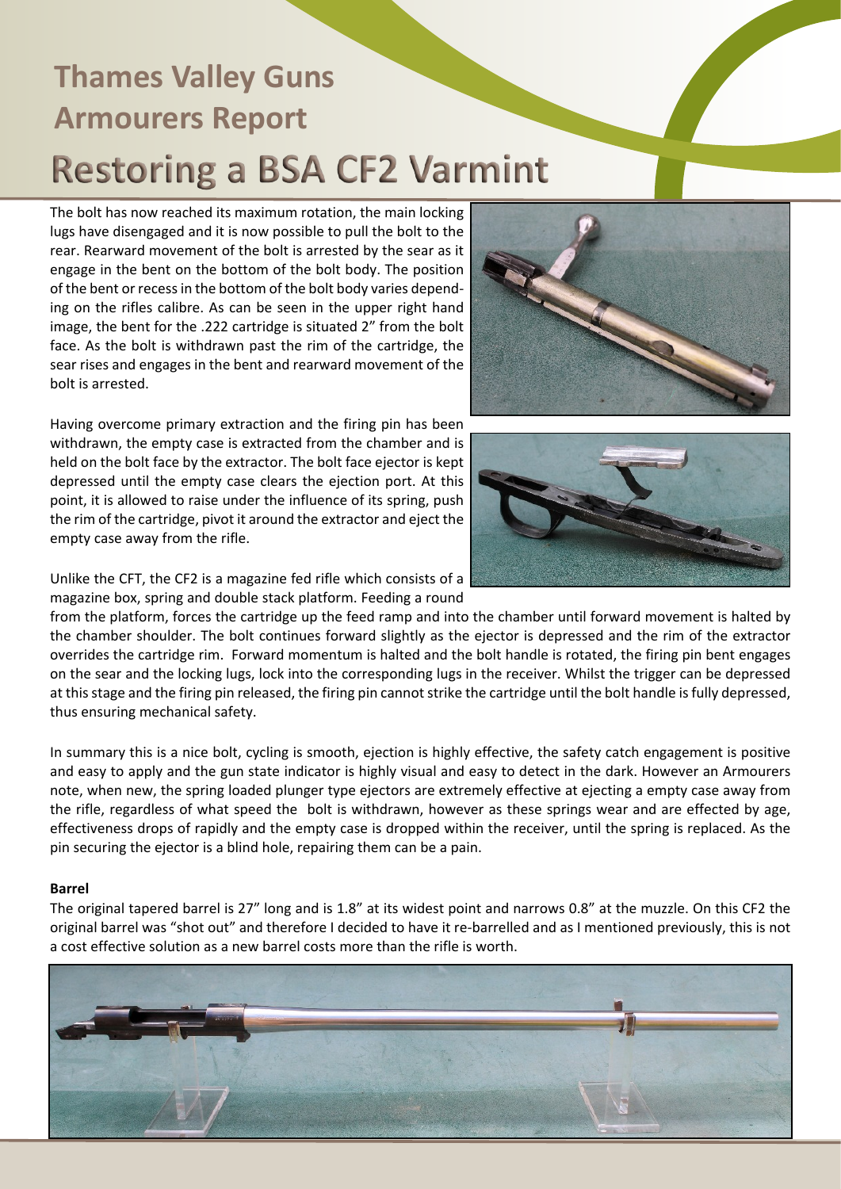# Thames Valley Guns Armourers Report

# Restoring a BSA CF2 Varmint

The bolt has now reached its maximum rotation, the main locking lugs have disengaged and it is now possible to pull the bolt to the rear. Rearward movement of the bolt is arrested by the sear as it engage in the bent on the bottom of the bolt body. The position of the bent or recess in the bottom of the bolt body varies depending on the rifles calibre. As can be seen in the upper right hand image, the bent for the .222 cartridge is situated 2" from the bolt face. As the bolt is withdrawn past the rim of the cartridge, the sear rises and engages in the bent and rearward movement of the bolt is arrested.

Having overcome primary extraction and the firing pin has been withdrawn, the empty case is extracted from the chamber and is held on the bolt face by the extractor. The bolt face ejector is kept depressed until the empty case clears the ejection port. At this point, it is allowed to raise under the influence of its spring, push the rim of the cartridge, pivot it around the extractor and eject the empty case away from the rifle.

Unlike the CFT, the CF2 is a magazine fed rifle which consists of a magazine box, spring and double stack platform. Feeding a round from the platform, forces the cartridge up the feed ramp and into the chamber until forward movement is halted by the chamber shoulder. The bolt continues forward slightly as the ejector is depressed and the rim of the extractor overrides the cartridge rim. Forward momentum is halted and the bolt handle is rotated, the firing pin bent engages on the sear and the locking lugs, lock into the corresponding lugs in the receiver. Whilst the trigger can be depressed at this stage and the firing pin released, the firing pin cannot strike the cartridge until the bolt handle is fully depressed, thus ensuring mechanical safety.

In summary this is a nice bolt, cycling is smooth, ejection is highly effective, the safety catch engagement is positive and easy to apply and the gun state indicator is highly visual and easy to detect in the dark. However an Armourers note, when new, the spring loaded plunger type ejectors are extremely effective at ejecting a empty case away from the rifle, regardless of what speed the bolt is withdrawn, however as these springs wear and are effected by age, effectiveness drops of rapidly and the empty case is dropped within the receiver, until the spring is replaced. As the pin securing the ejector is a blind hole, repairing them can be a pain.

**Barrel**

The original tapered barrel is 27" long and is 1.8" at its widest point and narrows 0.8" at the muzzle. On this CF2 the original barrel was "shot out" and therefore I decided to have it re-barrelled and as I mentioned previously, this is not a cost effective solution as a new barrel costs more than the rifle is worth.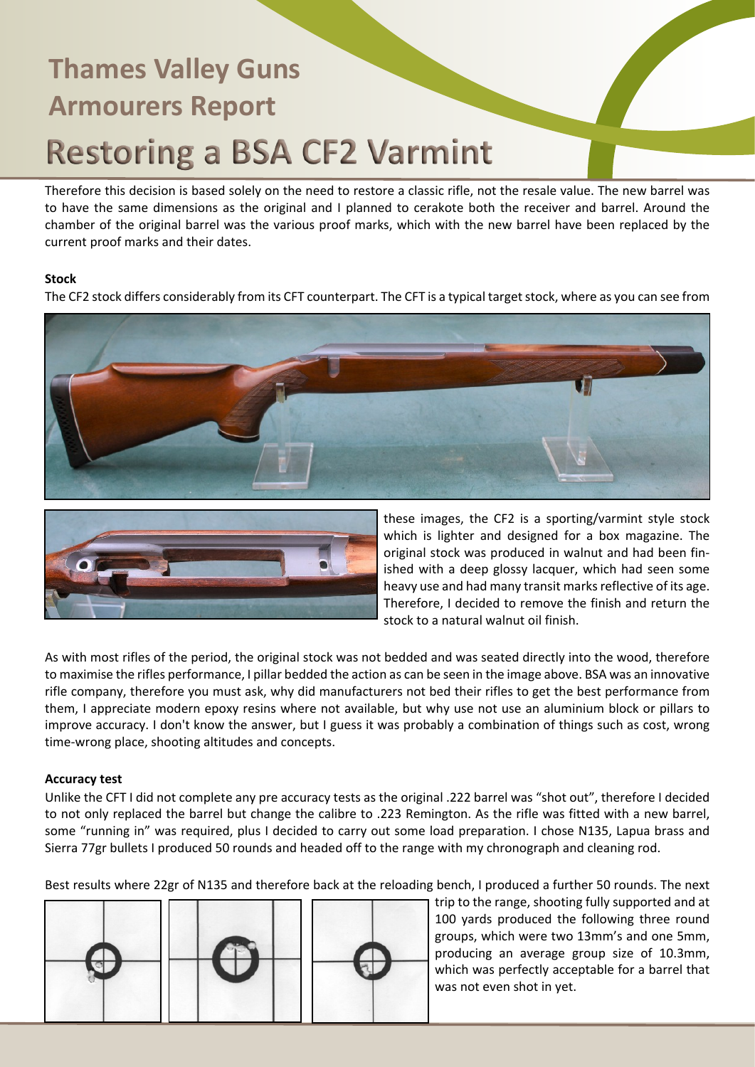# Thames Valley Guns Armourers Report

# Restoring a BSA CF2 Varmint

Therefore this decision is based solely on the need to restore a classic rifle, not the resale value. The new barrel was to have the same dimensions as the original and I planned to cerakote both the receiver and barrel. Around the chamber of the original barrel was the various proof marks, which with the new barrel have been replaced by the current proof marks and their dates.

**Stock**

The CF2 stock differs considerably from its CFT counterpart. The CFT is a typical target stock, where as you can see from these images, the CF2 is a sporting/varmint style stock which is lighter and designed for a box magazine. The original stock was produced in walnut and had been finished with a deep glossy lacquer, which had seen some heavy use and had many transit marks reflective of its age. Therefore, I decided to remove the finish and return the stock to a natural walnut oil finish.

As with most rifles of the period, the original stock was not bedded and was seated directly into the wood, therefore to maximise the rifles performance, I pillar bedded the action as can be seen in the image above. BSA was an innovative rifle company, therefore you must ask, why did manufacturers not bed their rifles to get the best performance from them, I appreciate modern epoxy resins where not available, but why use not use an aluminium block or pillars to improve accuracy. I don't know the answer, but I guess it was probably a combination of things such as cost, wrong time-wrong place, shooting altitudes and concepts.

**Accuracy test**

Unlike the CFT I did not complete any pre accuracy tests as the original .222 barrel was "shot out", therefore I decided to not only replaced the barrel but change the calibre to .223 Remington. As the rifle was fitted with a new barrel, some "running in" was required, plus I decided to carry out some load preparation. I chose N135, Lapua brass and Sierra 77gr bullets I produced 50 rounds and headed off to the range with my chronograph and cleaning rod.

Best results where 22gr of N135 and therefore back at the reloading bench, I produced a further 50 rounds. The next trip to the range, shooting fully supported and at 100 yards produced the following three round groups, which were two 13mm's and one 5mm, producing an average group size of 10.3mm, which was perfectly acceptable for a barrel that was not even shot in yet.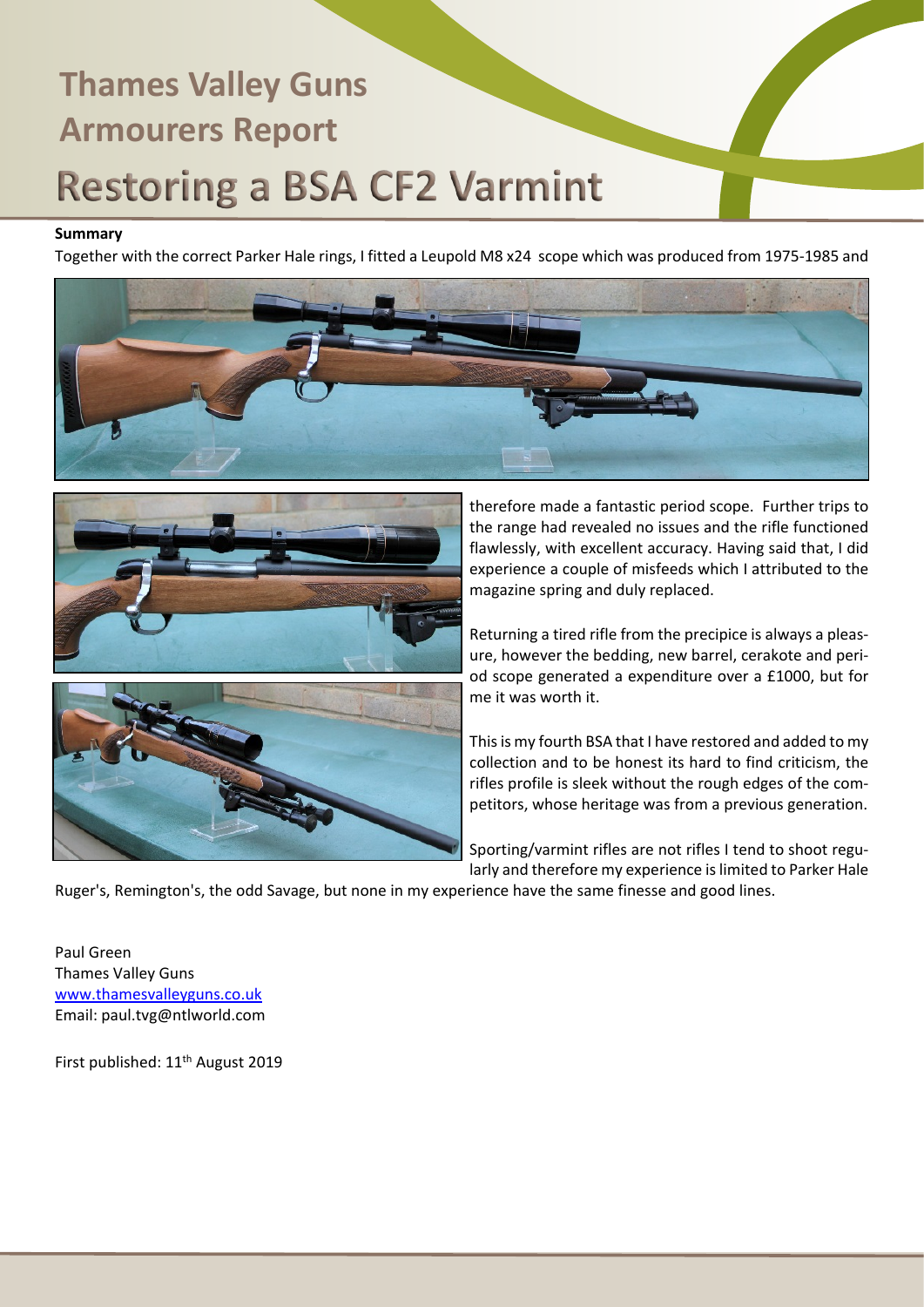# Thames Valley Guns Armourers Report

# Restoring a BSA CF2 Varmint

**Summary**

Together with the correct Parker Hale rings, I fitted a Leupold M8 x24 scope which was produced from 1975-1985 and therefore made a fantastic period scope. Further trips to the range had revealed no issues and the rifle functioned flawlessly, with excellent accuracy. Having said that, I did experience a couple of misfeeds which I attributed to the magazine spring and duly replaced.

Returning a tired rifle from the precipice is always a pleasure, however the bedding, new barrel, cerakote and period scope generated a expenditure over a £1000, but for me it was worth it.

This is my fourth BSA that I have restored and added to my collection and to be honest its hard to find criticism, the rifles profile is sleek without the rough edges of the competitors, whose heritage was from a previous generation.

Sporting/varmint rifles are not rifles I tend to shoot regularly and therefore my experience is limited to Parker Hale Ruger's, Remington's, the odd Savage, but none in my experience have the same finesse and good lines.

Paul Green
Thames Valley Guns
www.thamesvalleyguns.co.uk
Email: paul.tvg@ntlworld.com

First published: 11th August 2019